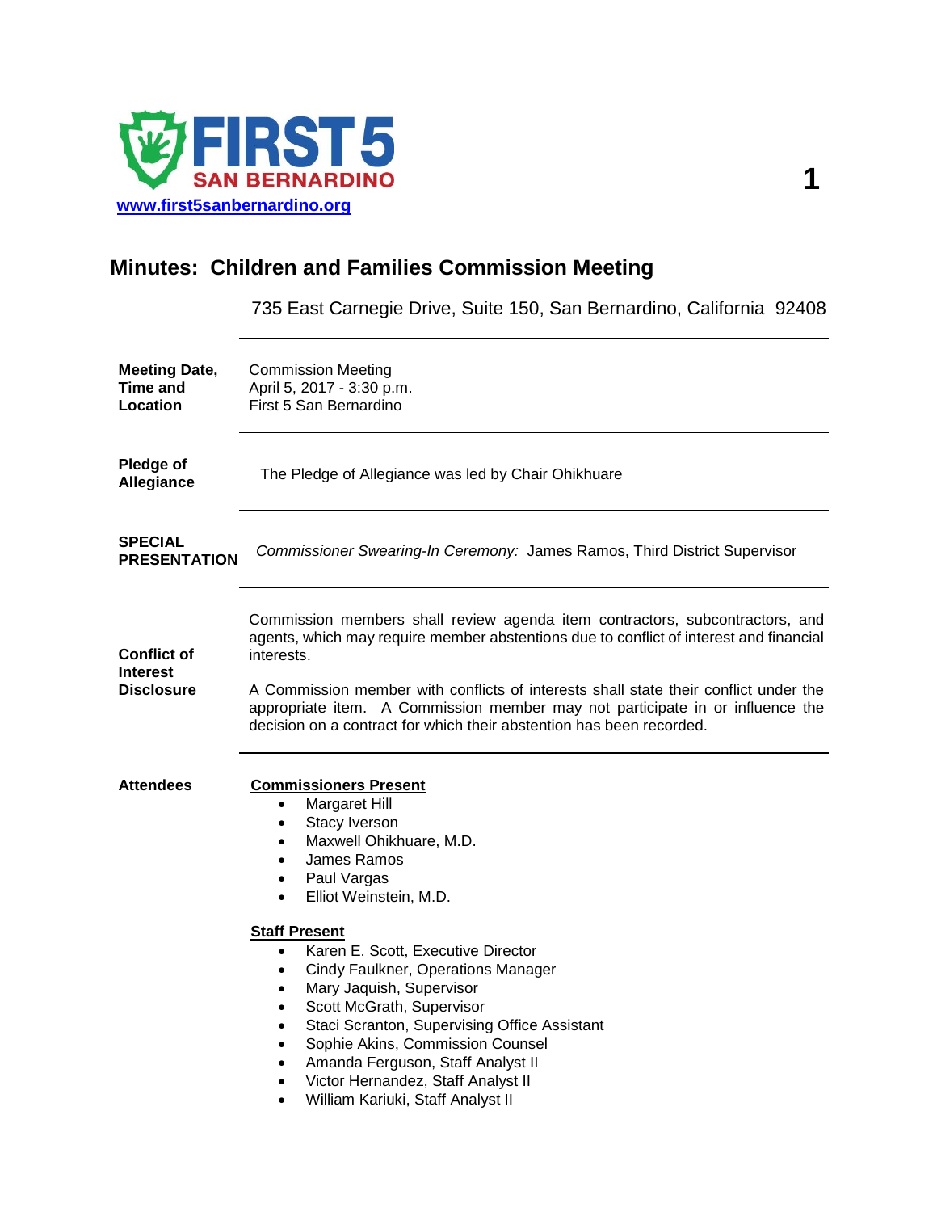FIRST 5 SAN BERNARDINO

www.first5sanbernardino.org

# Minutes: Children and Families Commission Meeting

735 East Carnegie Drive, Suite 150, San Bernardino, California 92408

**Meeting Date, Time and Location**

Commission Meeting
April 5, 2017 - 3:30 p.m.
First 5 San Bernardino

**Pledge of Allegiance**

The Pledge of Allegiance was led by Chair Ohikhuare

**SPECIAL PRESENTATION**

*Commissioner Swearing-In Ceremony:* James Ramos, Third District Supervisor

**Conflict of Interest Disclosure**

Commission members shall review agenda item contractors, subcontractors, and agents, which may require member abstentions due to conflict of interest and financial interests.

A Commission member with conflicts of interests shall state their conflict under the appropriate item. A Commission member may not participate in or influence the decision on a contract for which their abstention has been recorded.

**Attendees**

**Commissioners Present**

- Margaret Hill
- Stacy Iverson
- Maxwell Ohikhuare, M.D.
- James Ramos
- Paul Vargas
- Elliot Weinstein, M.D.

**Staff Present**

- Karen E. Scott, Executive Director
- Cindy Faulkner, Operations Manager
- Mary Jaquish, Supervisor
- Scott McGrath, Supervisor
- Staci Scranton, Supervising Office Assistant
- Sophie Akins, Commission Counsel
- Amanda Ferguson, Staff Analyst II
- Victor Hernandez, Staff Analyst II
- William Kariuki, Staff Analyst II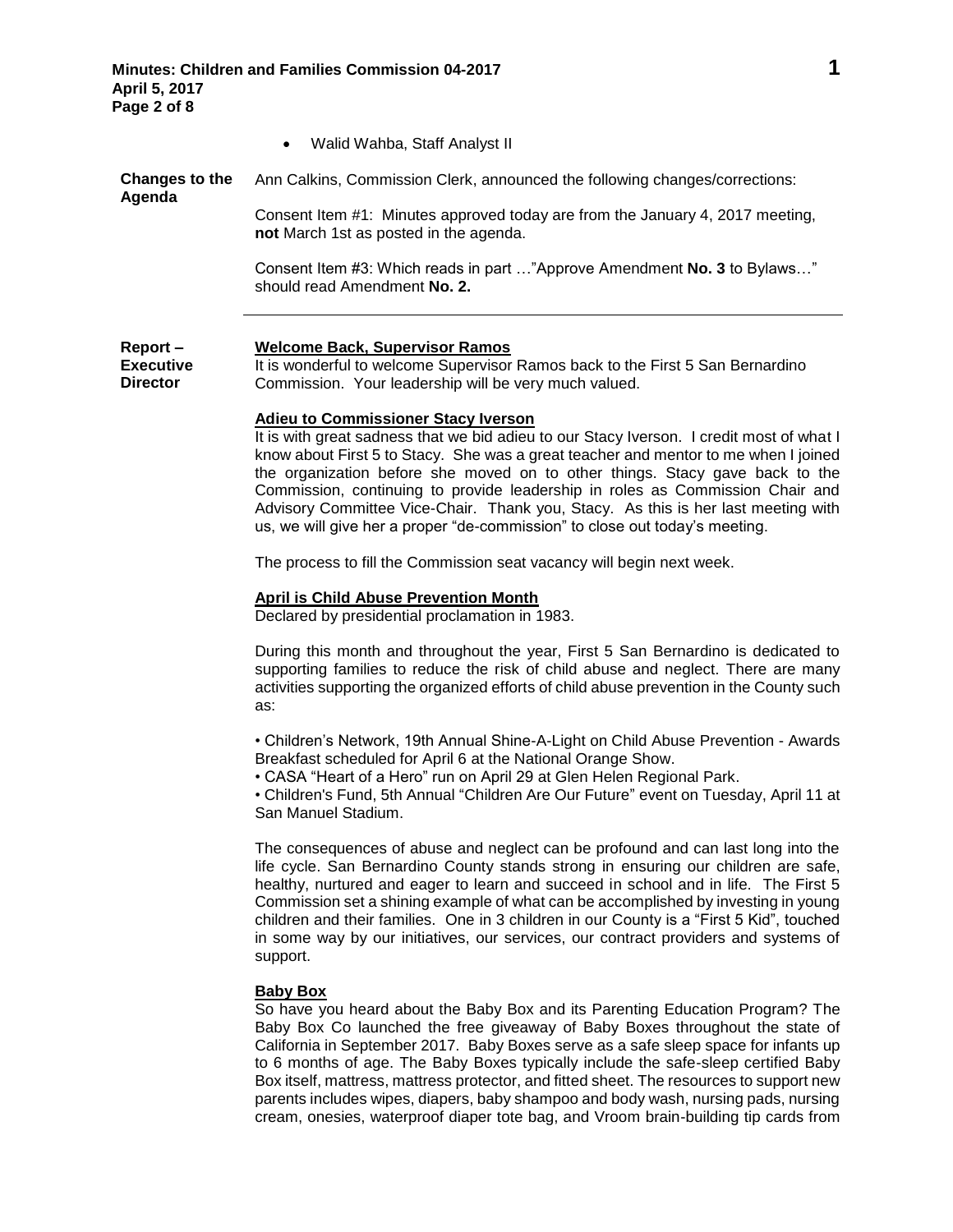- Walid Wahba, Staff Analyst II

**Changes to the Agenda**

Ann Calkins, Commission Clerk, announced the following changes/corrections:

Consent Item #1: Minutes approved today are from the January 4, 2017 meeting, **not** March 1st as posted in the agenda.

Consent Item #3: Which reads in part …"Approve Amendment **No. 3** to Bylaws…" should read Amendment **No. 2.**

---

**Report – Executive Director**

**Welcome Back, Supervisor Ramos**

It is wonderful to welcome Supervisor Ramos back to the First 5 San Bernardino Commission. Your leadership will be very much valued.

**Adieu to Commissioner Stacy Iverson**

It is with great sadness that we bid adieu to our Stacy Iverson. I credit most of what I know about First 5 to Stacy. She was a great teacher and mentor to me when I joined the organization before she moved on to other things. Stacy gave back to the Commission, continuing to provide leadership in roles as Commission Chair and Advisory Committee Vice-Chair. Thank you, Stacy. As this is her last meeting with us, we will give her a proper "de-commission" to close out today's meeting.

The process to fill the Commission seat vacancy will begin next week.

**April is Child Abuse Prevention Month**

Declared by presidential proclamation in 1983.

During this month and throughout the year, First 5 San Bernardino is dedicated to supporting families to reduce the risk of child abuse and neglect. There are many activities supporting the organized efforts of child abuse prevention in the County such as:

• Children's Network, 19th Annual Shine-A-Light on Child Abuse Prevention - Awards Breakfast scheduled for April 6 at the National Orange Show.
• CASA "Heart of a Hero" run on April 29 at Glen Helen Regional Park.
• Children's Fund, 5th Annual "Children Are Our Future" event on Tuesday, April 11 at San Manuel Stadium.

The consequences of abuse and neglect can be profound and can last long into the life cycle. San Bernardino County stands strong in ensuring our children are safe, healthy, nurtured and eager to learn and succeed in school and in life. The First 5 Commission set a shining example of what can be accomplished by investing in young children and their families. One in 3 children in our County is a "First 5 Kid", touched in some way by our initiatives, our services, our contract providers and systems of support.

**Baby Box**

So have you heard about the Baby Box and its Parenting Education Program? The Baby Box Co launched the free giveaway of Baby Boxes throughout the state of California in September 2017. Baby Boxes serve as a safe sleep space for infants up to 6 months of age. The Baby Boxes typically include the safe-sleep certified Baby Box itself, mattress, mattress protector, and fitted sheet. The resources to support new parents includes wipes, diapers, baby shampoo and body wash, nursing pads, nursing cream, onesies, waterproof diaper tote bag, and Vroom brain-building tip cards from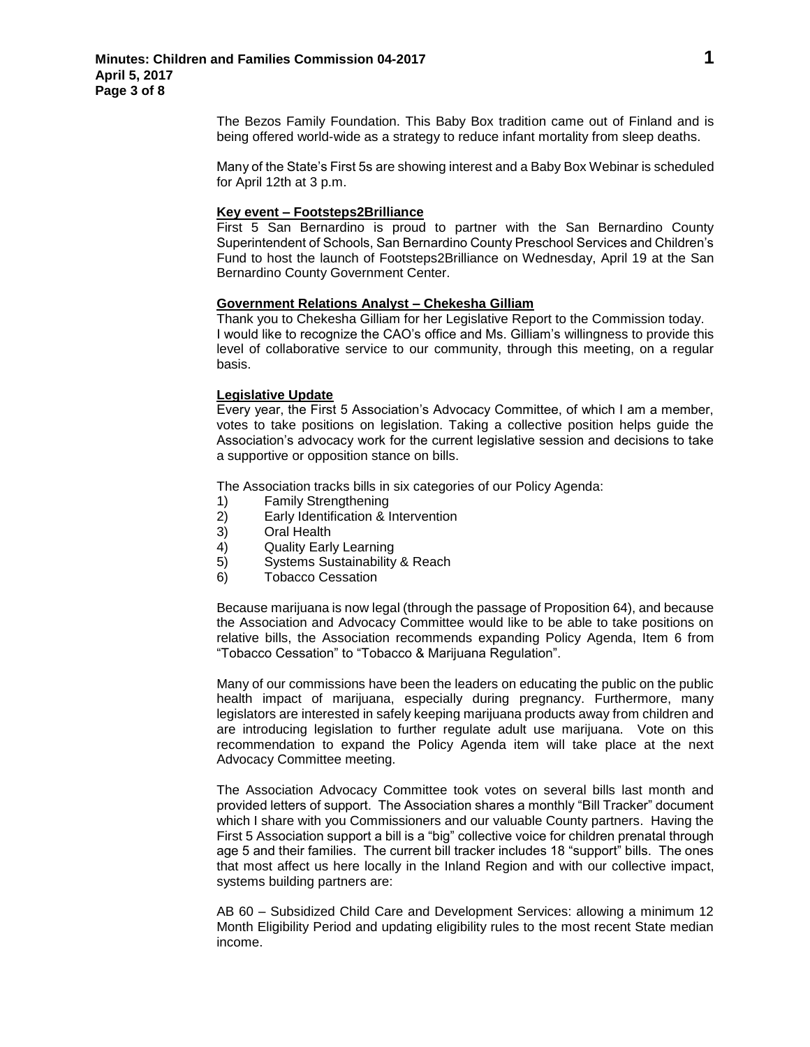The Bezos Family Foundation. This Baby Box tradition came out of Finland and is being offered world-wide as a strategy to reduce infant mortality from sleep deaths.

Many of the State's First 5s are showing interest and a Baby Box Webinar is scheduled for April 12th at 3 p.m.

**Key event – Footsteps2Brilliance**

First 5 San Bernardino is proud to partner with the San Bernardino County Superintendent of Schools, San Bernardino County Preschool Services and Children's Fund to host the launch of Footsteps2Brilliance on Wednesday, April 19 at the San Bernardino County Government Center.

**Government Relations Analyst – Chekesha Gilliam**

Thank you to Chekesha Gilliam for her Legislative Report to the Commission today. I would like to recognize the CAO's office and Ms. Gilliam's willingness to provide this level of collaborative service to our community, through this meeting, on a regular basis.

**Legislative Update**

Every year, the First 5 Association's Advocacy Committee, of which I am a member, votes to take positions on legislation. Taking a collective position helps guide the Association's advocacy work for the current legislative session and decisions to take a supportive or opposition stance on bills.

The Association tracks bills in six categories of our Policy Agenda:

1) Family Strengthening
2) Early Identification & Intervention
3) Oral Health
4) Quality Early Learning
5) Systems Sustainability & Reach
6) Tobacco Cessation

Because marijuana is now legal (through the passage of Proposition 64), and because the Association and Advocacy Committee would like to be able to take positions on relative bills, the Association recommends expanding Policy Agenda, Item 6 from "Tobacco Cessation" to "Tobacco & Marijuana Regulation".

Many of our commissions have been the leaders on educating the public on the public health impact of marijuana, especially during pregnancy. Furthermore, many legislators are interested in safely keeping marijuana products away from children and are introducing legislation to further regulate adult use marijuana. Vote on this recommendation to expand the Policy Agenda item will take place at the next Advocacy Committee meeting.

The Association Advocacy Committee took votes on several bills last month and provided letters of support. The Association shares a monthly "Bill Tracker" document which I share with you Commissioners and our valuable County partners. Having the First 5 Association support a bill is a "big" collective voice for children prenatal through age 5 and their families. The current bill tracker includes 18 "support" bills. The ones that most affect us here locally in the Inland Region and with our collective impact, systems building partners are:

AB 60 – Subsidized Child Care and Development Services: allowing a minimum 12 Month Eligibility Period and updating eligibility rules to the most recent State median income.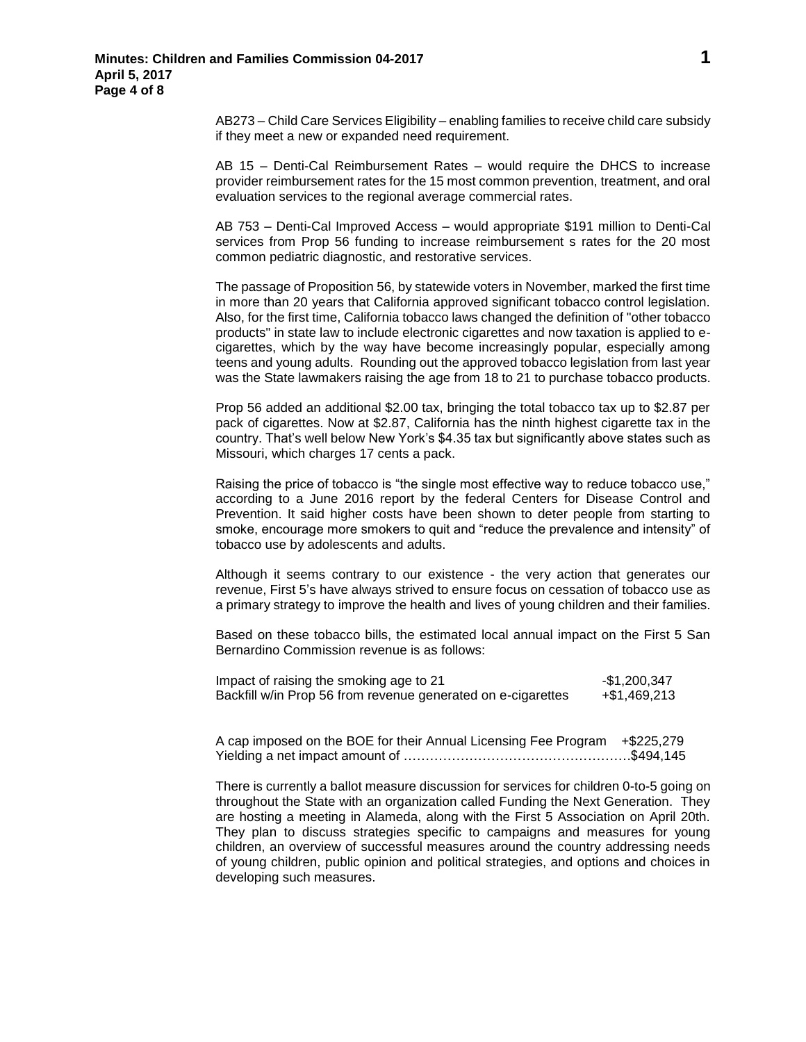AB273 – Child Care Services Eligibility – enabling families to receive child care subsidy if they meet a new or expanded need requirement.

AB 15 – Denti-Cal Reimbursement Rates – would require the DHCS to increase provider reimbursement rates for the 15 most common prevention, treatment, and oral evaluation services to the regional average commercial rates.

AB 753 – Denti-Cal Improved Access – would appropriate $191 million to Denti-Cal services from Prop 56 funding to increase reimbursement s rates for the 20 most common pediatric diagnostic, and restorative services.

The passage of Proposition 56, by statewide voters in November, marked the first time in more than 20 years that California approved significant tobacco control legislation. Also, for the first time, California tobacco laws changed the definition of "other tobacco products" in state law to include electronic cigarettes and now taxation is applied to e-cigarettes, which by the way have become increasingly popular, especially among teens and young adults. Rounding out the approved tobacco legislation from last year was the State lawmakers raising the age from 18 to 21 to purchase tobacco products.

Prop 56 added an additional $2.00 tax, bringing the total tobacco tax up to $2.87 per pack of cigarettes. Now at $2.87, California has the ninth highest cigarette tax in the country. That's well below New York's $4.35 tax but significantly above states such as Missouri, which charges 17 cents a pack.

Raising the price of tobacco is "the single most effective way to reduce tobacco use," according to a June 2016 report by the federal Centers for Disease Control and Prevention. It said higher costs have been shown to deter people from starting to smoke, encourage more smokers to quit and "reduce the prevalence and intensity" of tobacco use by adolescents and adults.

Although it seems contrary to our existence - the very action that generates our revenue, First 5's have always strived to ensure focus on cessation of tobacco use as a primary strategy to improve the health and lives of young children and their families.

Based on these tobacco bills, the estimated local annual impact on the First 5 San Bernardino Commission revenue is as follows:

| | |
|---|---|
| Impact of raising the smoking age to 21 | -$1,200,347 |
| Backfill w/in Prop 56 from revenue generated on e-cigarettes | +$1,469,213 |
| A cap imposed on the BOE for their Annual Licensing Fee Program | +$225,279 |
| Yielding a net impact amount of …………………………………………… | $494,145 |

There is currently a ballot measure discussion for services for children 0-to-5 going on throughout the State with an organization called Funding the Next Generation. They are hosting a meeting in Alameda, along with the First 5 Association on April 20th. They plan to discuss strategies specific to campaigns and measures for young children, an overview of successful measures around the country addressing needs of young children, public opinion and political strategies, and options and choices in developing such measures.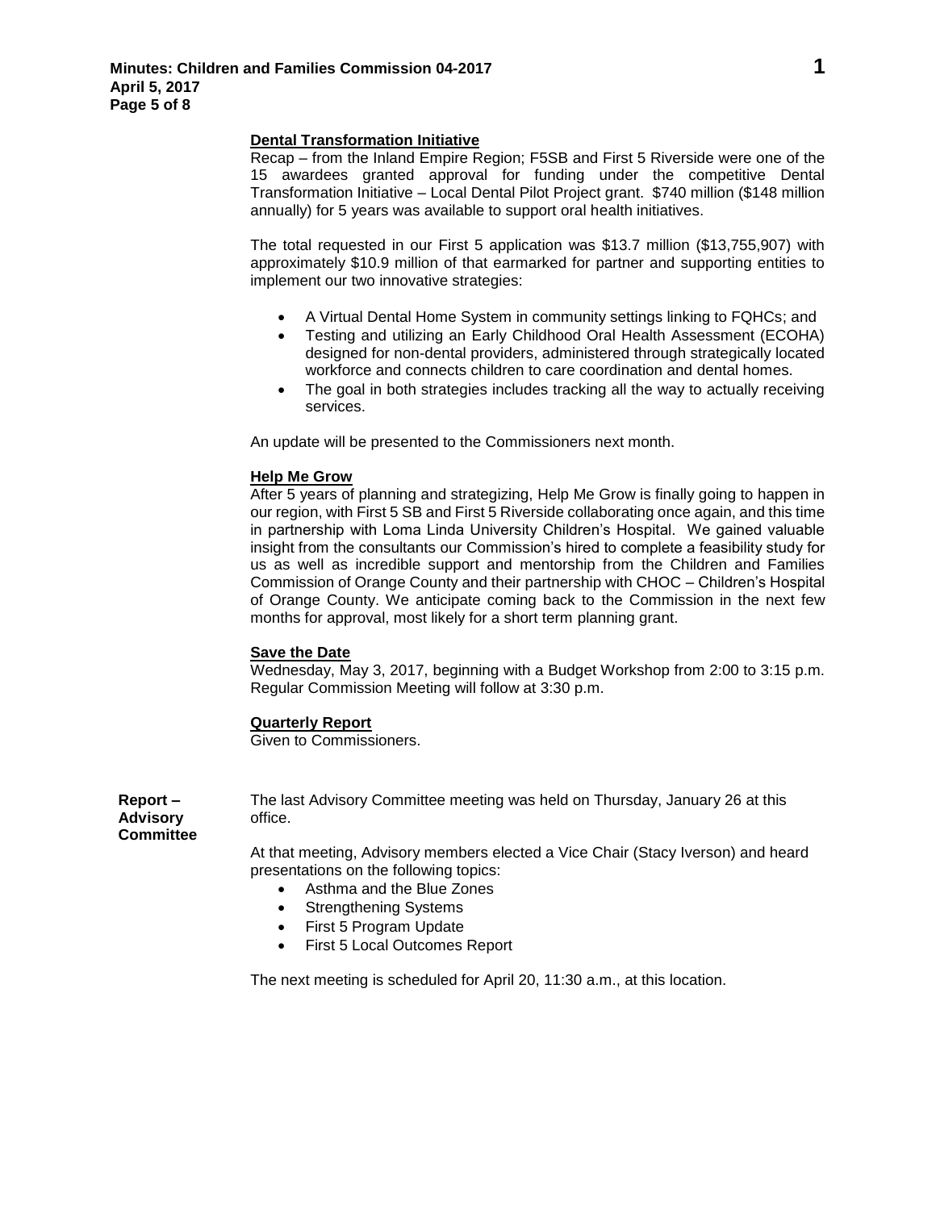#### Dental Transformation Initiative

Recap – from the Inland Empire Region; F5SB and First 5 Riverside were one of the 15 awardees granted approval for funding under the competitive Dental Transformation Initiative – Local Dental Pilot Project grant. $740 million ($148 million annually) for 5 years was available to support oral health initiatives.

The total requested in our First 5 application was $13.7 million ($13,755,907) with approximately $10.9 million of that earmarked for partner and supporting entities to implement our two innovative strategies:

- A Virtual Dental Home System in community settings linking to FQHCs; and
- Testing and utilizing an Early Childhood Oral Health Assessment (ECOHA) designed for non-dental providers, administered through strategically located workforce and connects children to care coordination and dental homes.
- The goal in both strategies includes tracking all the way to actually receiving services.

An update will be presented to the Commissioners next month.

#### Help Me Grow

After 5 years of planning and strategizing, Help Me Grow is finally going to happen in our region, with First 5 SB and First 5 Riverside collaborating once again, and this time in partnership with Loma Linda University Children's Hospital. We gained valuable insight from the consultants our Commission's hired to complete a feasibility study for us as well as incredible support and mentorship from the Children and Families Commission of Orange County and their partnership with CHOC – Children's Hospital of Orange County. We anticipate coming back to the Commission in the next few months for approval, most likely for a short term planning grant.

#### Save the Date

Wednesday, May 3, 2017, beginning with a Budget Workshop from 2:00 to 3:15 p.m. Regular Commission Meeting will follow at 3:30 p.m.

#### Quarterly Report

Given to Commissioners.

**Report – Advisory Committee**

The last Advisory Committee meeting was held on Thursday, January 26 at this office.

At that meeting, Advisory members elected a Vice Chair (Stacy Iverson) and heard presentations on the following topics:

- Asthma and the Blue Zones
- Strengthening Systems
- First 5 Program Update
- First 5 Local Outcomes Report

The next meeting is scheduled for April 20, 11:30 a.m., at this location.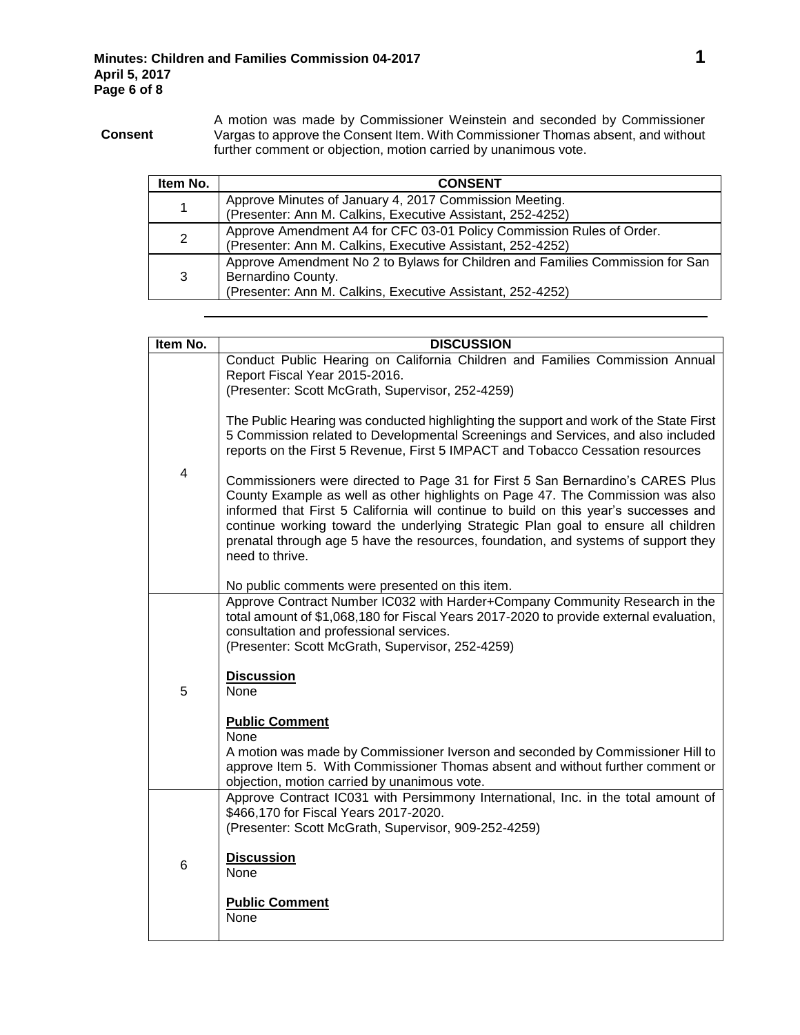**Consent**

A motion was made by Commissioner Weinstein and seconded by Commissioner Vargas to approve the Consent Item. With Commissioner Thomas absent, and without further comment or objection, motion carried by unanimous vote.

| Item No. | CONSENT |
| --- | --- |
| 1 | Approve Minutes of January 4, 2017 Commission Meeting.<br>(Presenter: Ann M. Calkins, Executive Assistant, 252-4252) |
| 2 | Approve Amendment A4 for CFC 03-01 Policy Commission Rules of Order.<br>(Presenter: Ann M. Calkins, Executive Assistant, 252-4252) |
| 3 | Approve Amendment No 2 to Bylaws for Children and Families Commission for San Bernardino County.<br>(Presenter: Ann M. Calkins, Executive Assistant, 252-4252) |

| Item No. | DISCUSSION |
| --- | --- |
| 4 | Conduct Public Hearing on California Children and Families Commission Annual Report Fiscal Year 2015-2016.<br>(Presenter: Scott McGrath, Supervisor, 252-4259)<br><br>The Public Hearing was conducted highlighting the support and work of the State First 5 Commission related to Developmental Screenings and Services, and also included reports on the First 5 Revenue, First 5 IMPACT and Tobacco Cessation resources<br><br>Commissioners were directed to Page 31 for First 5 San Bernardino's CARES Plus County Example as well as other highlights on Page 47. The Commission was also informed that First 5 California will continue to build on this year's successes and continue working toward the underlying Strategic Plan goal to ensure all children prenatal through age 5 have the resources, foundation, and systems of support they need to thrive.<br><br>No public comments were presented on this item. |
| 5 | Approve Contract Number IC032 with Harder+Company Community Research in the total amount of $1,068,180 for Fiscal Years 2017-2020 to provide external evaluation, consultation and professional services.<br>(Presenter: Scott McGrath, Supervisor, 252-4259)<br><br>**Discussion**<br>None<br><br>**Public Comment**<br>None<br>A motion was made by Commissioner Iverson and seconded by Commissioner Hill to approve Item 5. With Commissioner Thomas absent and without further comment or objection, motion carried by unanimous vote. |
| 6 | Approve Contract IC031 with Persimmony International, Inc. in the total amount of $466,170 for Fiscal Years 2017-2020.<br>(Presenter: Scott McGrath, Supervisor, 909-252-4259)<br><br>**Discussion**<br>None<br><br>**Public Comment**<br>None |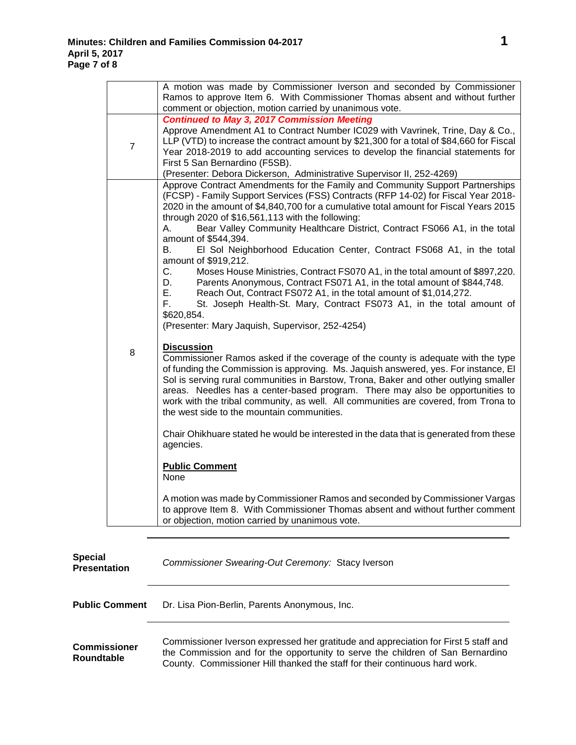| | |
|---|---|
| | A motion was made by Commissioner Iverson and seconded by Commissioner Ramos to approve Item 6. With Commissioner Thomas absent and without further comment or objection, motion carried by unanimous vote. |
| 7 | ***Continued to May 3, 2017 Commission Meeting***<br>Approve Amendment A1 to Contract Number IC029 with Vavrinek, Trine, Day & Co., LLP (VTD) to increase the contract amount by $21,300 for a total of $84,660 for Fiscal Year 2018-2019 to add accounting services to develop the financial statements for First 5 San Bernardino (F5SB).<br>(Presenter: Debora Dickerson, Administrative Supervisor II, 252-4269) |
| 8 | Approve Contract Amendments for the Family and Community Support Partnerships (FCSP) - Family Support Services (FSS) Contracts (RFP 14-02) for Fiscal Year 2018-2020 in the amount of $4,840,700 for a cumulative total amount for Fiscal Years 2015 through 2020 of $16,561,113 with the following:<br>A. Bear Valley Community Healthcare District, Contract FS066 A1, in the total amount of $544,394.<br>B. El Sol Neighborhood Education Center, Contract FS068 A1, in the total amount of $919,212.<br>C. Moses House Ministries, Contract FS070 A1, in the total amount of $897,220.<br>D. Parents Anonymous, Contract FS071 A1, in the total amount of $844,748.<br>E. Reach Out, Contract FS072 A1, in the total amount of $1,014,272.<br>F. St. Joseph Health-St. Mary, Contract FS073 A1, in the total amount of $620,854.<br>(Presenter: Mary Jaquish, Supervisor, 252-4254)<br><br>**Discussion**<br>Commissioner Ramos asked if the coverage of the county is adequate with the type of funding the Commission is approving. Ms. Jaquish answered, yes. For instance, El Sol is serving rural communities in Barstow, Trona, Baker and other outlying smaller areas. Needles has a center-based program. There may also be opportunities to work with the tribal community, as well. All communities are covered, from Trona to the west side to the mountain communities.<br><br>Chair Ohikhuare stated he would be interested in the data that is generated from these agencies.<br><br>**Public Comment**<br>None<br><br>A motion was made by Commissioner Ramos and seconded by Commissioner Vargas to approve Item 8. With Commissioner Thomas absent and without further comment or objection, motion carried by unanimous vote. |

**Special Presentation**

*Commissioner Swearing-Out Ceremony:* Stacy Iverson

**Public Comment**

Dr. Lisa Pion-Berlin, Parents Anonymous, Inc.

**Commissioner Roundtable**

Commissioner Iverson expressed her gratitude and appreciation for First 5 staff and the Commission and for the opportunity to serve the children of San Bernardino County. Commissioner Hill thanked the staff for their continuous hard work.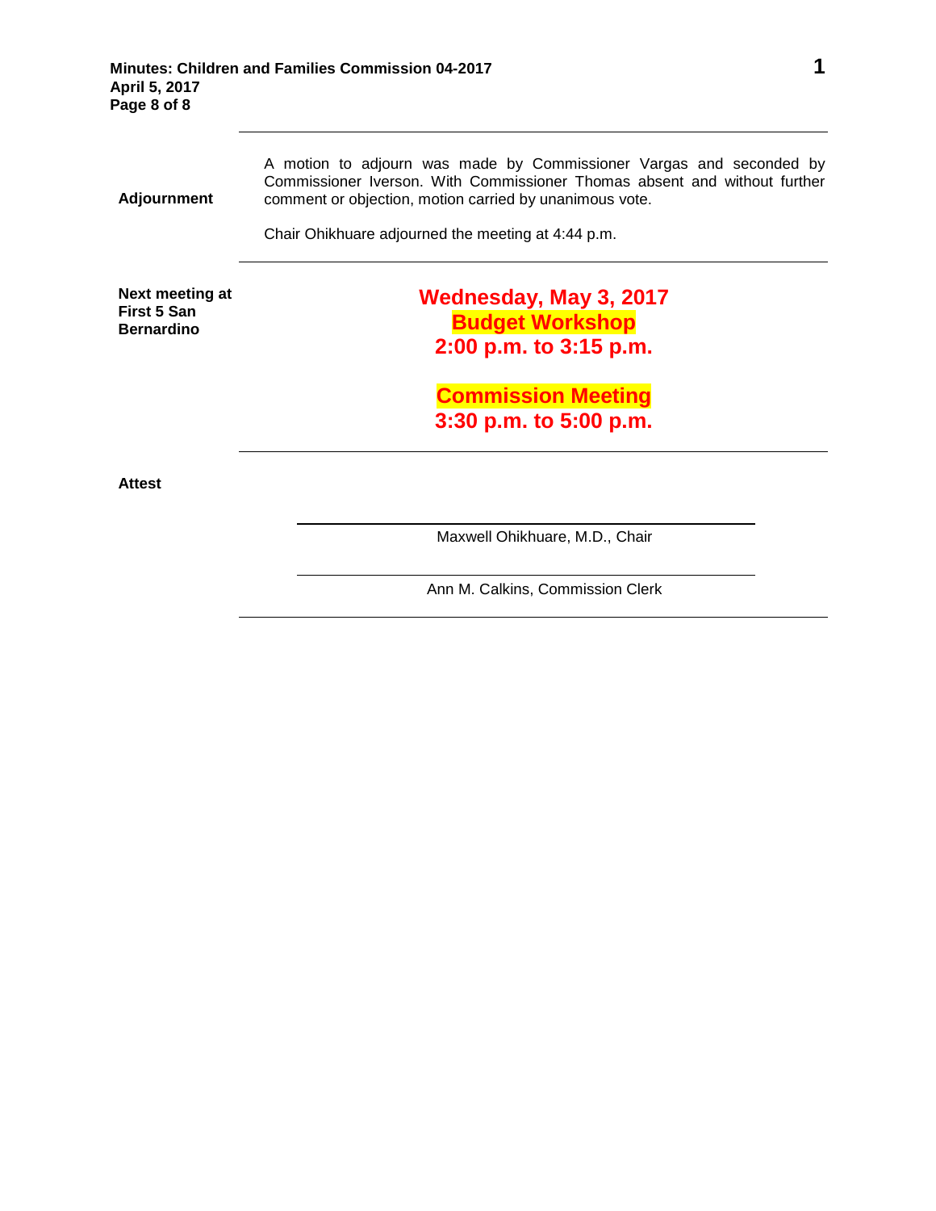**Adjournment**

A motion to adjourn was made by Commissioner Vargas and seconded by Commissioner Iverson. With Commissioner Thomas absent and without further comment or objection, motion carried by unanimous vote.

Chair Ohikhuare adjourned the meeting at 4:44 p.m.

**Next meeting at First 5 San Bernardino**

**Wednesday, May 3, 2017**
**Budget Workshop**
**2:00 p.m. to 3:15 p.m.**

**Commission Meeting**
**3:30 p.m. to 5:00 p.m.**

**Attest**

Maxwell Ohikhuare, M.D., Chair

Ann M. Calkins, Commission Clerk